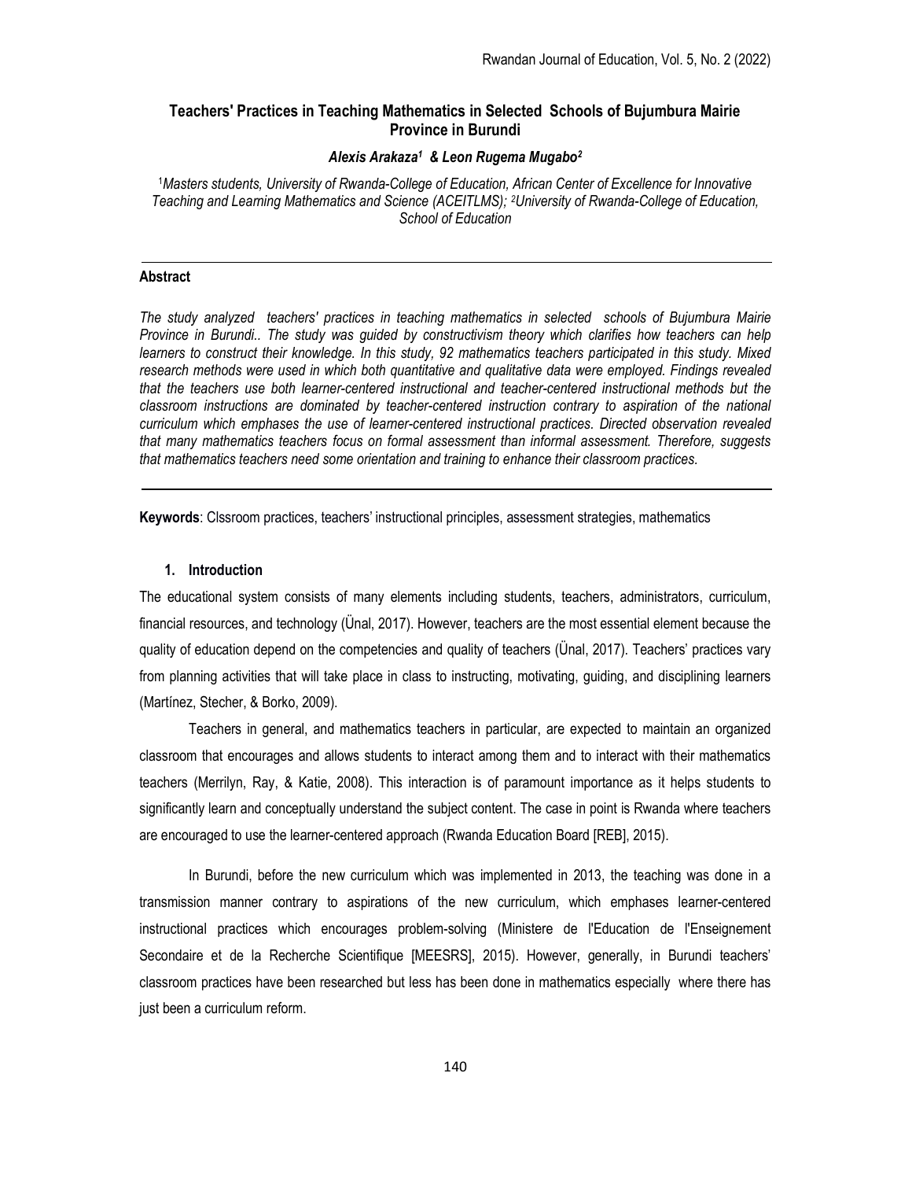# Teachers' Practices in Teaching Mathematics in Selected Schools of Bujumbura Mairie Province in Burundi

***Alexis Arakaza[1] & Leon Rugema Mugabo[2]***

[1]*Masters students, University of Rwanda-College of Education, African Center of Excellence for Innovative Teaching and Learning Mathematics and Science (ACEITLMS);* [2]*University of Rwanda-College of Education, School of Education*

---

**Abstract**

*The study analyzed teachers' practices in teaching mathematics in selected schools of Bujumbura Mairie Province in Burundi.. The study was guided by constructivism theory which clarifies how teachers can help learners to construct their knowledge. In this study, 92 mathematics teachers participated in this study. Mixed research methods were used in which both quantitative and qualitative data were employed. Findings revealed that the teachers use both learner-centered instructional and teacher-centered instructional methods but the classroom instructions are dominated by teacher-centered instruction contrary to aspiration of the national curriculum which emphases the use of learner-centered instructional practices. Directed observation revealed that many mathematics teachers focus on formal assessment than informal assessment. Therefore, suggests that mathematics teachers need some orientation and training to enhance their classroom practices.*

---

**Keywords**: Clssroom practices, teachers' instructional principles, assessment strategies, mathematics

## 1. Introduction

The educational system consists of many elements including students, teachers, administrators, curriculum, financial resources, and technology (Ünal, 2017). However, teachers are the most essential element because the quality of education depend on the competencies and quality of teachers (Ünal, 2017). Teachers' practices vary from planning activities that will take place in class to instructing, motivating, guiding, and disciplining learners (Martínez, Stecher, & Borko, 2009).

Teachers in general, and mathematics teachers in particular, are expected to maintain an organized classroom that encourages and allows students to interact among them and to interact with their mathematics teachers (Merrilyn, Ray, & Katie, 2008). This interaction is of paramount importance as it helps students to significantly learn and conceptually understand the subject content. The case in point is Rwanda where teachers are encouraged to use the learner-centered approach (Rwanda Education Board [REB], 2015).

In Burundi, before the new curriculum which was implemented in 2013, the teaching was done in a transmission manner contrary to aspirations of the new curriculum, which emphases learner-centered instructional practices which encourages problem-solving (Ministere de l'Education de l'Enseignement Secondaire et de la Recherche Scientifique [MEESRS], 2015). However, generally, in Burundi teachers' classroom practices have been researched but less has been done in mathematics especially where there has just been a curriculum reform.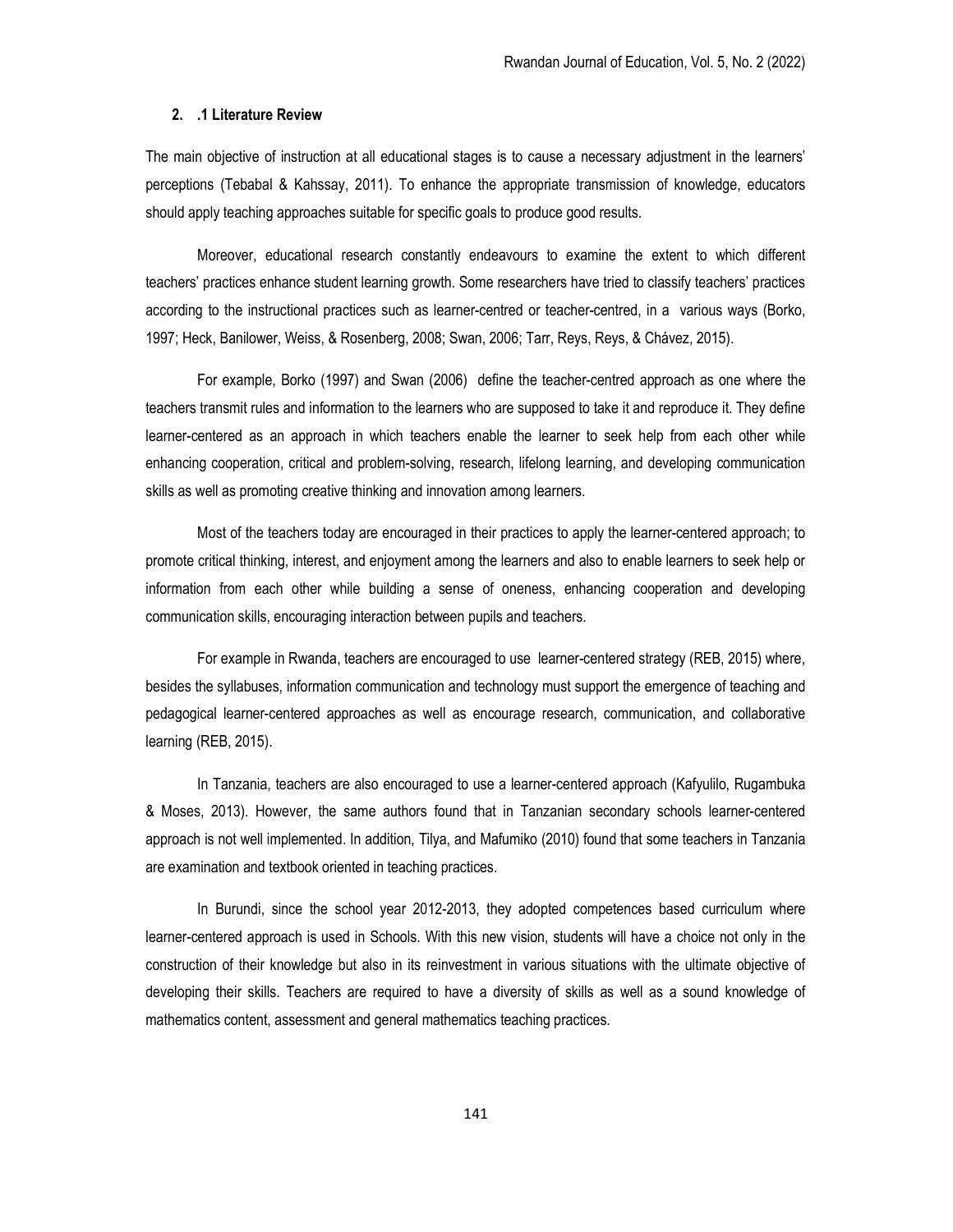## 2. .1 Literature Review

The main objective of instruction at all educational stages is to cause a necessary adjustment in the learners' perceptions (Tebabal & Kahssay, 2011). To enhance the appropriate transmission of knowledge, educators should apply teaching approaches suitable for specific goals to produce good results.

Moreover, educational research constantly endeavours to examine the extent to which different teachers' practices enhance student learning growth. Some researchers have tried to classify teachers' practices according to the instructional practices such as learner-centred or teacher-centred, in a various ways (Borko, 1997; Heck, Banilower, Weiss, & Rosenberg, 2008; Swan, 2006; Tarr, Reys, Reys, & Chávez, 2015).

For example, Borko (1997) and Swan (2006) define the teacher-centred approach as one where the teachers transmit rules and information to the learners who are supposed to take it and reproduce it. They define learner-centered as an approach in which teachers enable the learner to seek help from each other while enhancing cooperation, critical and problem-solving, research, lifelong learning, and developing communication skills as well as promoting creative thinking and innovation among learners.

Most of the teachers today are encouraged in their practices to apply the learner-centered approach; to promote critical thinking, interest, and enjoyment among the learners and also to enable learners to seek help or information from each other while building a sense of oneness, enhancing cooperation and developing communication skills, encouraging interaction between pupils and teachers.

For example in Rwanda, teachers are encouraged to use learner-centered strategy (REB, 2015) where, besides the syllabuses, information communication and technology must support the emergence of teaching and pedagogical learner-centered approaches as well as encourage research, communication, and collaborative learning (REB, 2015).

In Tanzania, teachers are also encouraged to use a learner-centered approach (Kafyulilo, Rugambuka & Moses, 2013). However, the same authors found that in Tanzanian secondary schools learner-centered approach is not well implemented. In addition, Tilya, and Mafumiko (2010) found that some teachers in Tanzania are examination and textbook oriented in teaching practices.

In Burundi, since the school year 2012-2013, they adopted competences based curriculum where learner-centered approach is used in Schools. With this new vision, students will have a choice not only in the construction of their knowledge but also in its reinvestment in various situations with the ultimate objective of developing their skills. Teachers are required to have a diversity of skills as well as a sound knowledge of mathematics content, assessment and general mathematics teaching practices.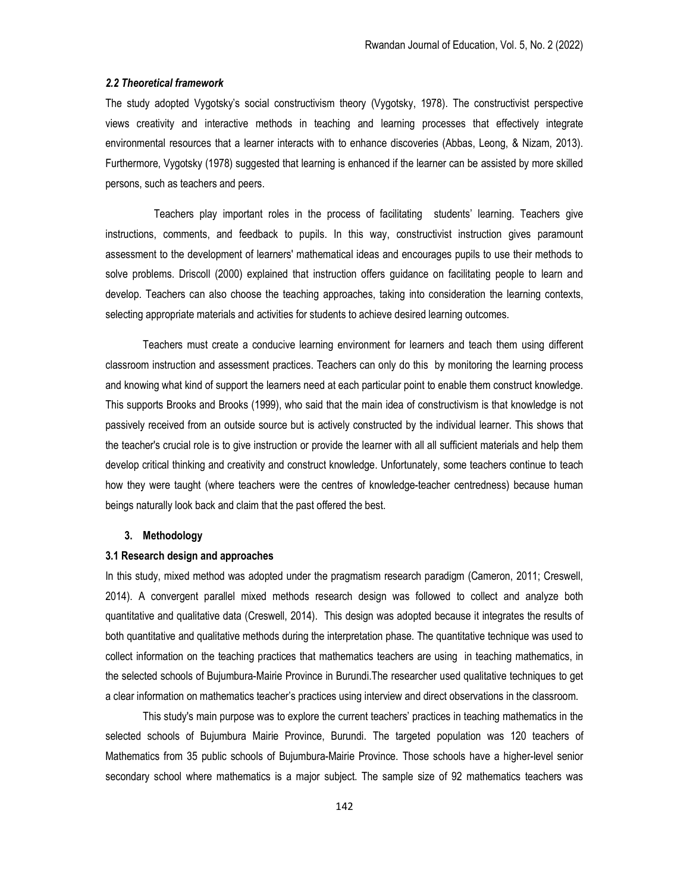### *2.2 Theoretical framework*

The study adopted Vygotsky's social constructivism theory (Vygotsky, 1978). The constructivist perspective views creativity and interactive methods in teaching and learning processes that effectively integrate environmental resources that a learner interacts with to enhance discoveries (Abbas, Leong, & Nizam, 2013). Furthermore, Vygotsky (1978) suggested that learning is enhanced if the learner can be assisted by more skilled persons, such as teachers and peers.

Teachers play important roles in the process of facilitating students' learning. Teachers give instructions, comments, and feedback to pupils. In this way, constructivist instruction gives paramount assessment to the development of learners' mathematical ideas and encourages pupils to use their methods to solve problems. Driscoll (2000) explained that instruction offers guidance on facilitating people to learn and develop. Teachers can also choose the teaching approaches, taking into consideration the learning contexts, selecting appropriate materials and activities for students to achieve desired learning outcomes.

Teachers must create a conducive learning environment for learners and teach them using different classroom instruction and assessment practices. Teachers can only do this by monitoring the learning process and knowing what kind of support the learners need at each particular point to enable them construct knowledge. This supports Brooks and Brooks (1999), who said that the main idea of constructivism is that knowledge is not passively received from an outside source but is actively constructed by the individual learner. This shows that the teacher's crucial role is to give instruction or provide the learner with all all sufficient materials and help them develop critical thinking and creativity and construct knowledge. Unfortunately, some teachers continue to teach how they were taught (where teachers were the centres of knowledge-teacher centredness) because human beings naturally look back and claim that the past offered the best.

## 3. Methodology

### 3.1 Research design and approaches

In this study, mixed method was adopted under the pragmatism research paradigm (Cameron, 2011; Creswell, 2014). A convergent parallel mixed methods research design was followed to collect and analyze both quantitative and qualitative data (Creswell, 2014). This design was adopted because it integrates the results of both quantitative and qualitative methods during the interpretation phase. The quantitative technique was used to collect information on the teaching practices that mathematics teachers are using in teaching mathematics, in the selected schools of Bujumbura-Mairie Province in Burundi.The researcher used qualitative techniques to get a clear information on mathematics teacher's practices using interview and direct observations in the classroom.

This study's main purpose was to explore the current teachers' practices in teaching mathematics in the selected schools of Bujumbura Mairie Province, Burundi. The targeted population was 120 teachers of Mathematics from 35 public schools of Bujumbura-Mairie Province. Those schools have a higher-level senior secondary school where mathematics is a major subject. The sample size of 92 mathematics teachers was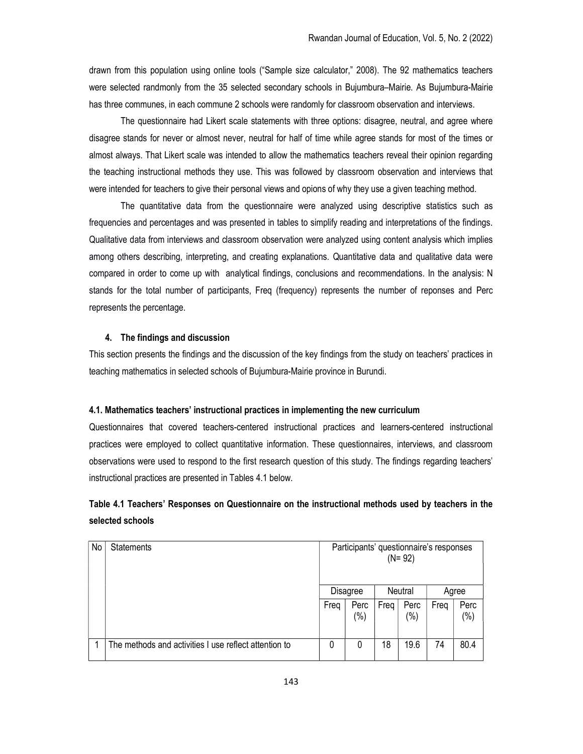drawn from this population using online tools ("Sample size calculator," 2008). The 92 mathematics teachers were selected randmonly from the 35 selected secondary schools in Bujumbura–Mairie. As Bujumbura-Mairie has three communes, in each commune 2 schools were randomly for classroom observation and interviews.

The questionnaire had Likert scale statements with three options: disagree, neutral, and agree where disagree stands for never or almost never, neutral for half of time while agree stands for most of the times or almost always. That Likert scale was intended to allow the mathematics teachers reveal their opinion regarding the teaching instructional methods they use. This was followed by classroom observation and interviews that were intended for teachers to give their personal views and opions of why they use a given teaching method.

The quantitative data from the questionnaire were analyzed using descriptive statistics such as frequencies and percentages and was presented in tables to simplify reading and interpretations of the findings. Qualitative data from interviews and classroom observation were analyzed using content analysis which implies among others describing, interpreting, and creating explanations. Quantitative data and qualitative data were compared in order to come up with analytical findings, conclusions and recommendations. In the analysis: N stands for the total number of participants, Freq (frequency) represents the number of reponses and Perc represents the percentage.

## 4. The findings and discussion

This section presents the findings and the discussion of the key findings from the study on teachers' practices in teaching mathematics in selected schools of Bujumbura-Mairie province in Burundi.

### 4.1. Mathematics teachers' instructional practices in implementing the new curriculum

Questionnaires that covered teachers-centered instructional practices and learners-centered instructional practices were employed to collect quantitative information. These questionnaires, interviews, and classroom observations were used to respond to the first research question of this study. The findings regarding teachers' instructional practices are presented in Tables 4.1 below.

**Table 4.1 Teachers' Responses on Questionnaire on the instructional methods used by teachers in the selected schools**

| No | Statements | Participants' questionnaire's responses (N= 92) | | | | | |
|---|---|---|---|---|---|---|---|
| | | Disagree | | Neutral | | Agree | |
| | | Freq | Perc (%) | Freq | Perc (%) | Freq | Perc (%) |
| 1 | The methods and activities I use reflect attention to | 0 | 0 | 18 | 19.6 | 74 | 80.4 |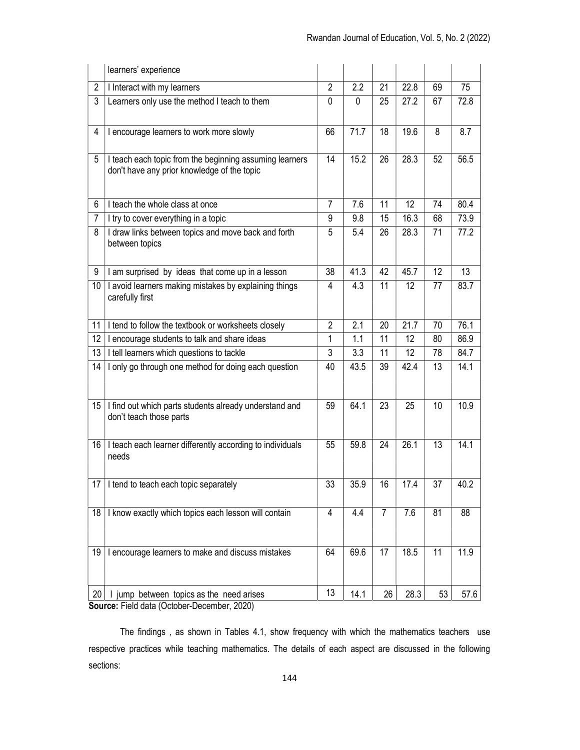|  |  |  |  |  |  |  |  |
|---|---|---|---|---|---|---|---|
|  | learners' experience |  |  |  |  |  |  |
| 2 | I Interact with my learners | 2 | 2.2 | 21 | 22.8 | 69 | 75 |
| 3 | Learners only use the method I teach to them | 0 | 0 | 25 | 27.2 | 67 | 72.8 |
| 4 | I encourage learners to work more slowly | 66 | 71.7 | 18 | 19.6 | 8 | 8.7 |
| 5 | I teach each topic from the beginning assuming learners don't have any prior knowledge of the topic | 14 | 15.2 | 26 | 28.3 | 52 | 56.5 |
| 6 | I teach the whole class at once | 7 | 7.6 | 11 | 12 | 74 | 80.4 |
| 7 | I try to cover everything in a topic | 9 | 9.8 | 15 | 16.3 | 68 | 73.9 |
| 8 | I draw links between topics and move back and forth between topics | 5 | 5.4 | 26 | 28.3 | 71 | 77.2 |
| 9 | I am surprised by ideas that come up in a lesson | 38 | 41.3 | 42 | 45.7 | 12 | 13 |
| 10 | I avoid learners making mistakes by explaining things carefully first | 4 | 4.3 | 11 | 12 | 77 | 83.7 |
| 11 | I tend to follow the textbook or worksheets closely | 2 | 2.1 | 20 | 21.7 | 70 | 76.1 |
| 12 | I encourage students to talk and share ideas | 1 | 1.1 | 11 | 12 | 80 | 86.9 |
| 13 | I tell learners which questions to tackle | 3 | 3.3 | 11 | 12 | 78 | 84.7 |
| 14 | I only go through one method for doing each question | 40 | 43.5 | 39 | 42.4 | 13 | 14.1 |
| 15 | I find out which parts students already understand and don't teach those parts | 59 | 64.1 | 23 | 25 | 10 | 10.9 |
| 16 | I teach each learner differently according to individuals needs | 55 | 59.8 | 24 | 26.1 | 13 | 14.1 |
| 17 | I tend to teach each topic separately | 33 | 35.9 | 16 | 17.4 | 37 | 40.2 |
| 18 | I know exactly which topics each lesson will contain | 4 | 4.4 | 7 | 7.6 | 81 | 88 |
| 19 | I encourage learners to make and discuss mistakes | 64 | 69.6 | 17 | 18.5 | 11 | 11.9 |
| 20 | I jump between topics as the need arises | 13 | 14.1 | 26 | 28.3 | 53 | 57.6 |

**Source:** Field data (October-December, 2020)

The findings , as shown in Tables 4.1, show frequency with which the mathematics teachers use respective practices while teaching mathematics. The details of each aspect are discussed in the following sections: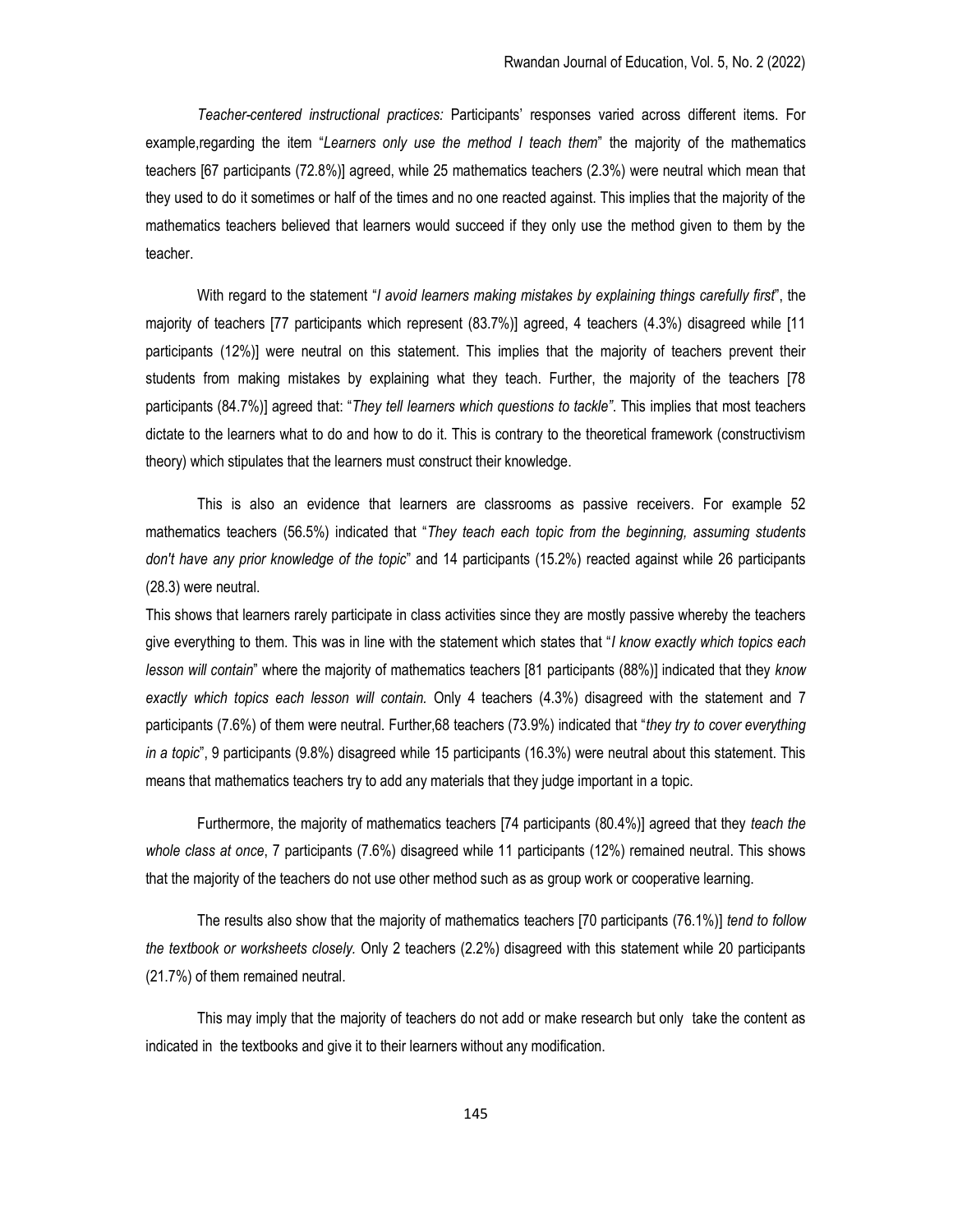*Teacher-centered instructional practices:* Participants' responses varied across different items. For example,regarding the item "*Learners only use the method I teach them*" the majority of the mathematics teachers [67 participants (72.8%)] agreed, while 25 mathematics teachers (2.3%) were neutral which mean that they used to do it sometimes or half of the times and no one reacted against. This implies that the majority of the mathematics teachers believed that learners would succeed if they only use the method given to them by the teacher.

With regard to the statement "*I avoid learners making mistakes by explaining things carefully first*", the majority of teachers [77 participants which represent (83.7%)] agreed, 4 teachers (4.3%) disagreed while [11 participants (12%)] were neutral on this statement. This implies that the majority of teachers prevent their students from making mistakes by explaining what they teach. Further, the majority of the teachers [78 participants (84.7%)] agreed that: "*They tell learners which questions to tackle"*. This implies that most teachers dictate to the learners what to do and how to do it. This is contrary to the theoretical framework (constructivism theory) which stipulates that the learners must construct their knowledge.

This is also an evidence that learners are classrooms as passive receivers. For example 52 mathematics teachers (56.5%) indicated that "*They teach each topic from the beginning, assuming students don't have any prior knowledge of the topic*" and 14 participants (15.2%) reacted against while 26 participants (28.3) were neutral.

This shows that learners rarely participate in class activities since they are mostly passive whereby the teachers give everything to them. This was in line with the statement which states that "*I know exactly which topics each lesson will contain*" where the majority of mathematics teachers [81 participants (88%)] indicated that they *know exactly which topics each lesson will contain.* Only 4 teachers (4.3%) disagreed with the statement and 7 participants (7.6%) of them were neutral. Further,68 teachers (73.9%) indicated that "*they try to cover everything in a topic*", 9 participants (9.8%) disagreed while 15 participants (16.3%) were neutral about this statement. This means that mathematics teachers try to add any materials that they judge important in a topic.

Furthermore, the majority of mathematics teachers [74 participants (80.4%)] agreed that they *teach the whole class at once*, 7 participants (7.6%) disagreed while 11 participants (12%) remained neutral. This shows that the majority of the teachers do not use other method such as as group work or cooperative learning.

The results also show that the majority of mathematics teachers [70 participants (76.1%)] *tend to follow the textbook or worksheets closely.* Only 2 teachers (2.2%) disagreed with this statement while 20 participants (21.7%) of them remained neutral.

This may imply that the majority of teachers do not add or make research but only take the content as indicated in the textbooks and give it to their learners without any modification.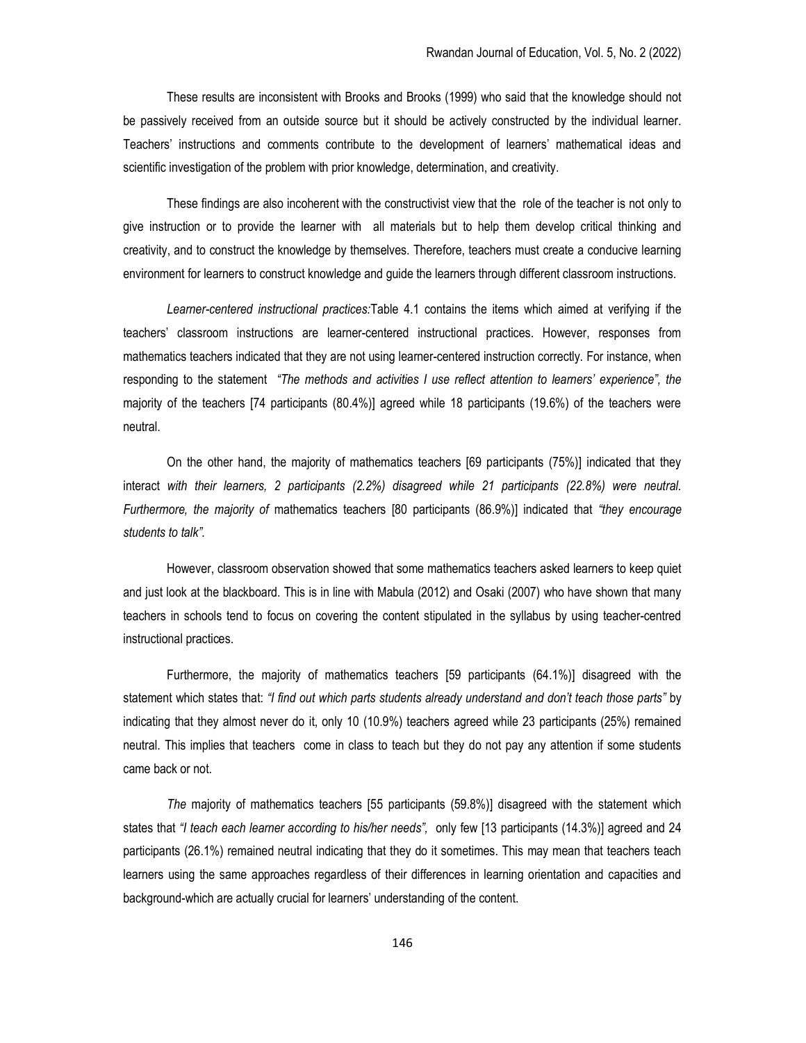These results are inconsistent with Brooks and Brooks (1999) who said that the knowledge should not be passively received from an outside source but it should be actively constructed by the individual learner. Teachers' instructions and comments contribute to the development of learners' mathematical ideas and scientific investigation of the problem with prior knowledge, determination, and creativity.

These findings are also incoherent with the constructivist view that the role of the teacher is not only to give instruction or to provide the learner with all materials but to help them develop critical thinking and creativity, and to construct the knowledge by themselves. Therefore, teachers must create a conducive learning environment for learners to construct knowledge and guide the learners through different classroom instructions.

*Learner-centered instructional practices:* Table 4.1 contains the items which aimed at verifying if the teachers' classroom instructions are learner-centered instructional practices. However, responses from mathematics teachers indicated that they are not using learner-centered instruction correctly. For instance, when responding to the statement *"The methods and activities I use reflect attention to learners' experience", the* majority of the teachers [74 participants (80.4%)] agreed while 18 participants (19.6%) of the teachers were neutral.

On the other hand, the majority of mathematics teachers [69 participants (75%)] indicated that they interact *with their learners, 2 participants (2.2%) disagreed while 21 participants (22.8%) were neutral. Furthermore, the majority of* mathematics teachers [80 participants (86.9%)] indicated that *"they encourage students to talk".*

However, classroom observation showed that some mathematics teachers asked learners to keep quiet and just look at the blackboard. This is in line with Mabula (2012) and Osaki (2007) who have shown that many teachers in schools tend to focus on covering the content stipulated in the syllabus by using teacher-centred instructional practices.

Furthermore, the majority of mathematics teachers [59 participants (64.1%)] disagreed with the statement which states that: *"I find out which parts students already understand and don't teach those parts"* by indicating that they almost never do it, only 10 (10.9%) teachers agreed while 23 participants (25%) remained neutral. This implies that teachers come in class to teach but they do not pay any attention if some students came back or not.

*The* majority of mathematics teachers [55 participants (59.8%)] disagreed with the statement which states that *"I teach each learner according to his/her needs",* only few [13 participants (14.3%)] agreed and 24 participants (26.1%) remained neutral indicating that they do it sometimes. This may mean that teachers teach learners using the same approaches regardless of their differences in learning orientation and capacities and background-which are actually crucial for learners' understanding of the content.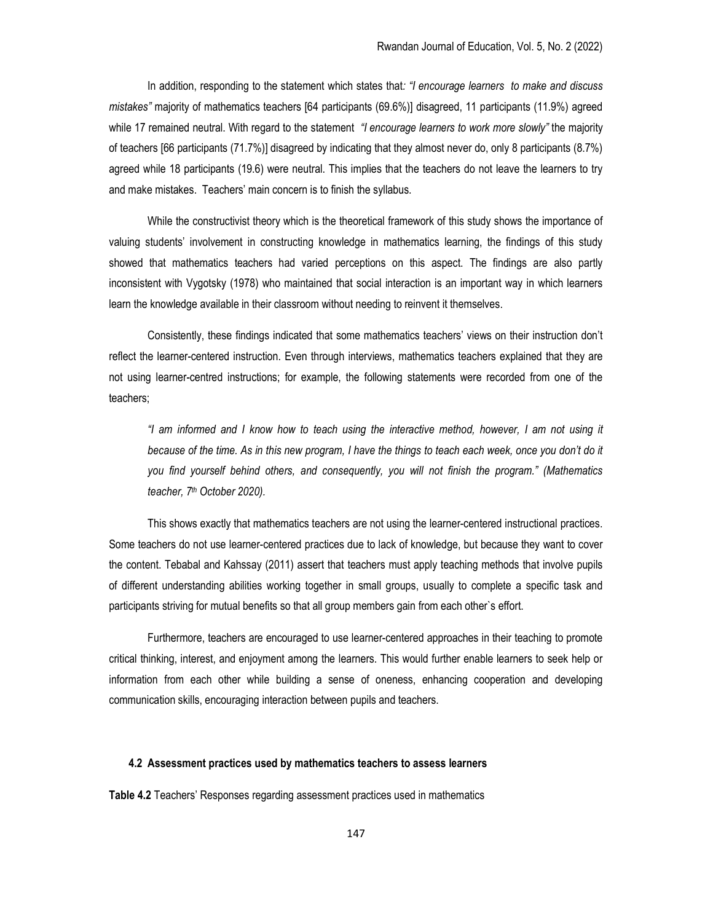In addition, responding to the statement which states that*: "I encourage learners to make and discuss mistakes"* majority of mathematics teachers [64 participants (69.6%)] disagreed, 11 participants (11.9%) agreed while 17 remained neutral. With regard to the statement *"I encourage learners to work more slowly"* the majority of teachers [66 participants (71.7%)] disagreed by indicating that they almost never do, only 8 participants (8.7%) agreed while 18 participants (19.6) were neutral. This implies that the teachers do not leave the learners to try and make mistakes. Teachers' main concern is to finish the syllabus.

While the constructivist theory which is the theoretical framework of this study shows the importance of valuing students' involvement in constructing knowledge in mathematics learning, the findings of this study showed that mathematics teachers had varied perceptions on this aspect. The findings are also partly inconsistent with Vygotsky (1978) who maintained that social interaction is an important way in which learners learn the knowledge available in their classroom without needing to reinvent it themselves.

Consistently, these findings indicated that some mathematics teachers' views on their instruction don't reflect the learner-centered instruction. Even through interviews, mathematics teachers explained that they are not using learner-centred instructions; for example, the following statements were recorded from one of the teachers;

> *"I am informed and I know how to teach using the interactive method, however, I am not using it because of the time. As in this new program, I have the things to teach each week, once you don't do it you find yourself behind others, and consequently, you will not finish the program." (Mathematics teacher, 7th October 2020).*

This shows exactly that mathematics teachers are not using the learner-centered instructional practices. Some teachers do not use learner-centered practices due to lack of knowledge, but because they want to cover the content. Tebabal and Kahssay (2011) assert that teachers must apply teaching methods that involve pupils of different understanding abilities working together in small groups, usually to complete a specific task and participants striving for mutual benefits so that all group members gain from each other`s effort.

Furthermore, teachers are encouraged to use learner-centered approaches in their teaching to promote critical thinking, interest, and enjoyment among the learners. This would further enable learners to seek help or information from each other while building a sense of oneness, enhancing cooperation and developing communication skills, encouraging interaction between pupils and teachers.

### 4.2 Assessment practices used by mathematics teachers to assess learners

**Table 4.2** Teachers' Responses regarding assessment practices used in mathematics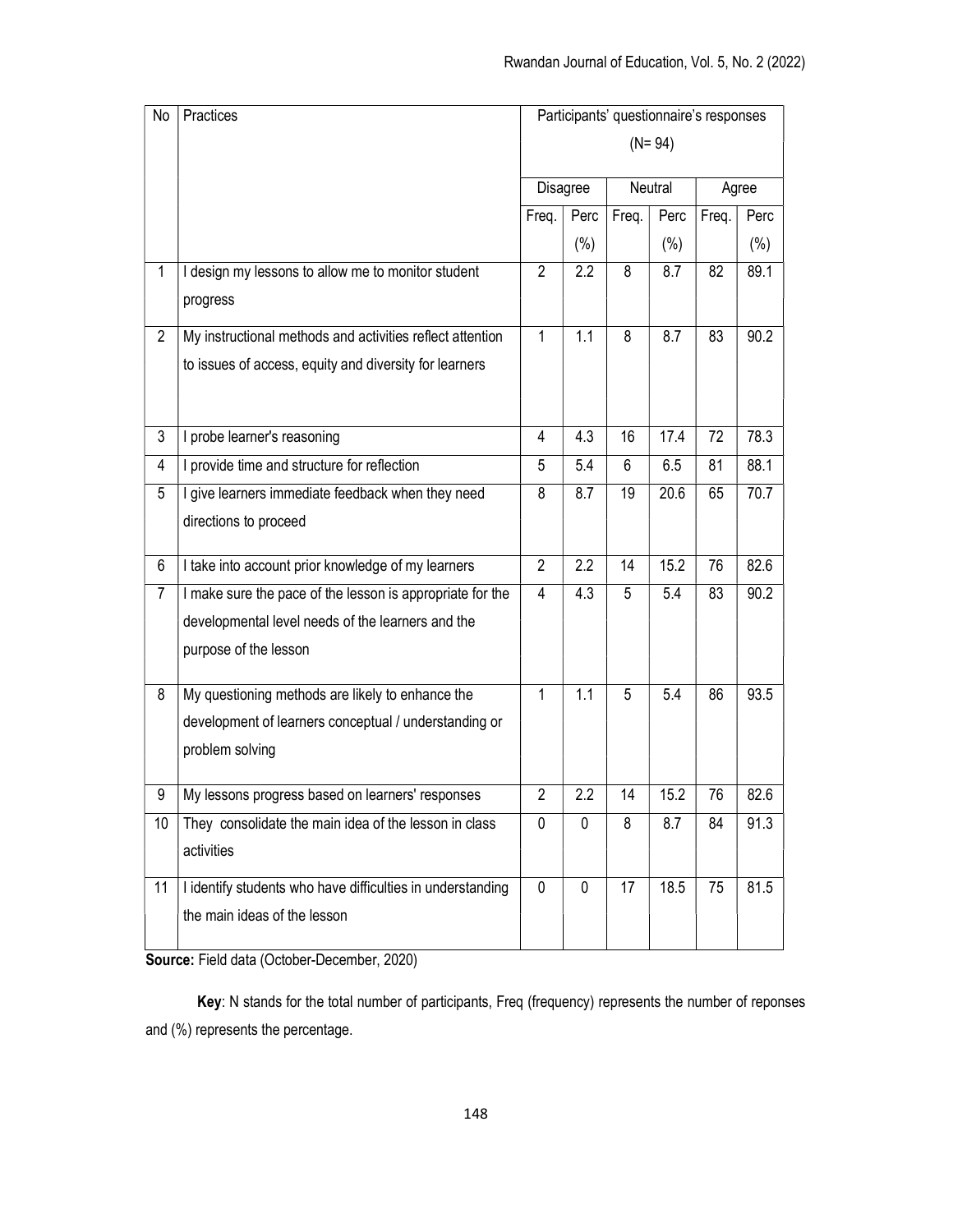| No | Practices | Participants' questionnaire's responses (N= 94) | | | | | |
|---|---|---|---|---|---|---|---|
| | | Disagree | | Neutral | | Agree | |
| | | Freq. | Perc (%) | Freq. | Perc (%) | Freq. | Perc (%) |
| 1 | I design my lessons to allow me to monitor student progress | 2 | 2.2 | 8 | 8.7 | 82 | 89.1 |
| 2 | My instructional methods and activities reflect attention to issues of access, equity and diversity for learners | 1 | 1.1 | 8 | 8.7 | 83 | 90.2 |
| 3 | I probe learner's reasoning | 4 | 4.3 | 16 | 17.4 | 72 | 78.3 |
| 4 | I provide time and structure for reflection | 5 | 5.4 | 6 | 6.5 | 81 | 88.1 |
| 5 | I give learners immediate feedback when they need directions to proceed | 8 | 8.7 | 19 | 20.6 | 65 | 70.7 |
| 6 | I take into account prior knowledge of my learners | 2 | 2.2 | 14 | 15.2 | 76 | 82.6 |
| 7 | I make sure the pace of the lesson is appropriate for the developmental level needs of the learners and the purpose of the lesson | 4 | 4.3 | 5 | 5.4 | 83 | 90.2 |
| 8 | My questioning methods are likely to enhance the development of learners conceptual / understanding or problem solving | 1 | 1.1 | 5 | 5.4 | 86 | 93.5 |
| 9 | My lessons progress based on learners' responses | 2 | 2.2 | 14 | 15.2 | 76 | 82.6 |
| 10 | They consolidate the main idea of the lesson in class activities | 0 | 0 | 8 | 8.7 | 84 | 91.3 |
| 11 | I identify students who have difficulties in understanding the main ideas of the lesson | 0 | 0 | 17 | 18.5 | 75 | 81.5 |

**Source:** Field data (October-December, 2020)

**Key**: N stands for the total number of participants, Freq (frequency) represents the number of reponses and (%) represents the percentage.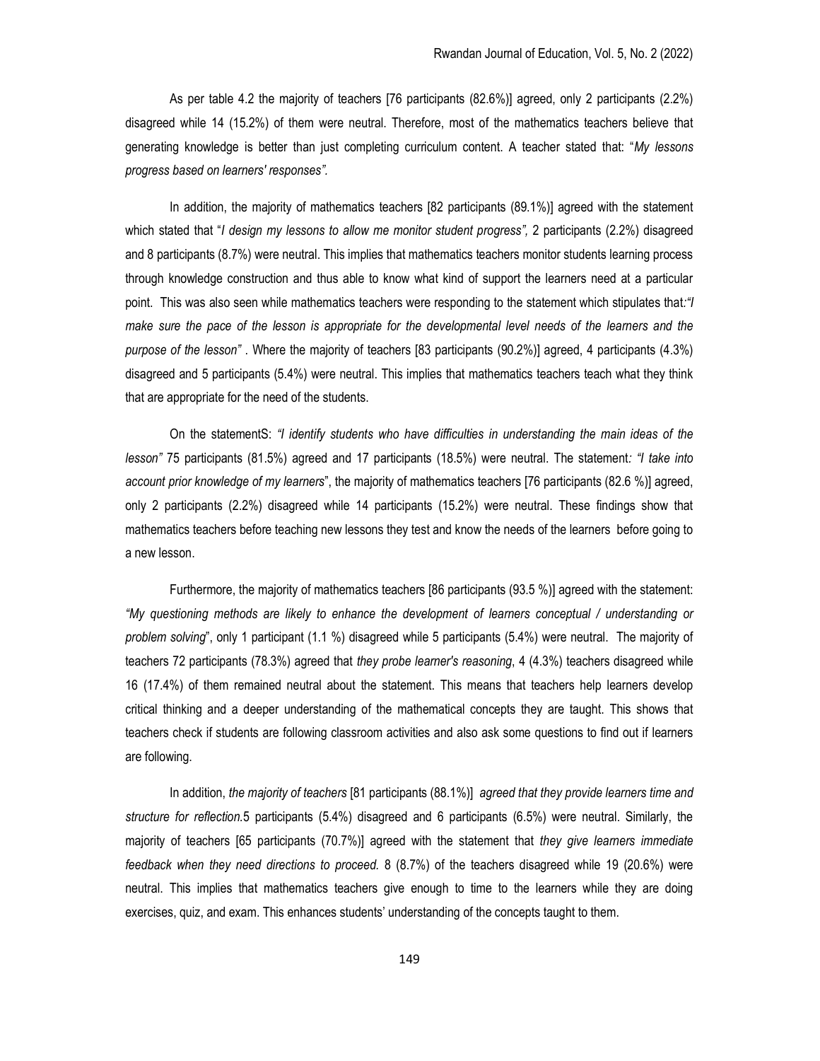As per table 4.2 the majority of teachers [76 participants (82.6%)] agreed, only 2 participants (2.2%) disagreed while 14 (15.2%) of them were neutral. Therefore, most of the mathematics teachers believe that generating knowledge is better than just completing curriculum content. A teacher stated that: "*My lessons progress based on learners' responses".*

In addition, the majority of mathematics teachers [82 participants (89.1%)] agreed with the statement which stated that "*I design my lessons to allow me monitor student progress",* 2 participants (2.2%) disagreed and 8 participants (8.7%) were neutral. This implies that mathematics teachers monitor students learning process through knowledge construction and thus able to know what kind of support the learners need at a particular point. This was also seen while mathematics teachers were responding to the statement which stipulates that*:"I make sure the pace of the lesson is appropriate for the developmental level needs of the learners and the purpose of the lesson"* . Where the majority of teachers [83 participants (90.2%)] agreed, 4 participants (4.3%) disagreed and 5 participants (5.4%) were neutral. This implies that mathematics teachers teach what they think that are appropriate for the need of the students.

On the statementS: *"I identify students who have difficulties in understanding the main ideas of the lesson"* 75 participants (81.5%) agreed and 17 participants (18.5%) were neutral. The statement*: "I take into account prior knowledge of my learners*", the majority of mathematics teachers [76 participants (82.6 %)] agreed, only 2 participants (2.2%) disagreed while 14 participants (15.2%) were neutral. These findings show that mathematics teachers before teaching new lessons they test and know the needs of the learners before going to a new lesson.

Furthermore, the majority of mathematics teachers [86 participants (93.5 %)] agreed with the statement: *"My questioning methods are likely to enhance the development of learners conceptual / understanding or problem solving*", only 1 participant (1.1 %) disagreed while 5 participants (5.4%) were neutral. The majority of teachers 72 participants (78.3%) agreed that *they probe learner's reasoning*, 4 (4.3%) teachers disagreed while 16 (17.4%) of them remained neutral about the statement. This means that teachers help learners develop critical thinking and a deeper understanding of the mathematical concepts they are taught. This shows that teachers check if students are following classroom activities and also ask some questions to find out if learners are following.

In addition, *the majority of teachers* [81 participants (88.1%)] *agreed that they provide learners time and structure for reflection.*5 participants (5.4%) disagreed and 6 participants (6.5%) were neutral. Similarly, the majority of teachers [65 participants (70.7%)] agreed with the statement that *they give learners immediate feedback when they need directions to proceed.* 8 (8.7%) of the teachers disagreed while 19 (20.6%) were neutral. This implies that mathematics teachers give enough to time to the learners while they are doing exercises, quiz, and exam. This enhances students' understanding of the concepts taught to them.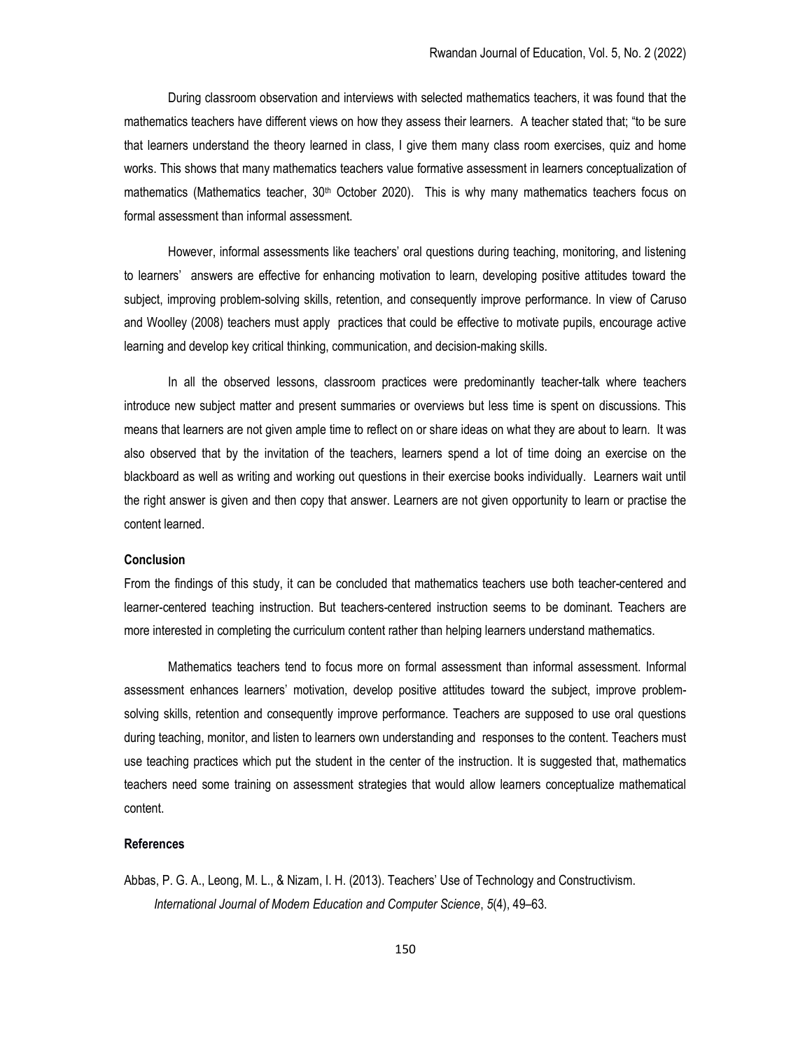During classroom observation and interviews with selected mathematics teachers, it was found that the mathematics teachers have different views on how they assess their learners. A teacher stated that; "to be sure that learners understand the theory learned in class, I give them many class room exercises, quiz and home works. This shows that many mathematics teachers value formative assessment in learners conceptualization of mathematics (Mathematics teacher, 30th October 2020). This is why many mathematics teachers focus on formal assessment than informal assessment.

However, informal assessments like teachers' oral questions during teaching, monitoring, and listening to learners' answers are effective for enhancing motivation to learn, developing positive attitudes toward the subject, improving problem-solving skills, retention, and consequently improve performance. In view of Caruso and Woolley (2008) teachers must apply practices that could be effective to motivate pupils, encourage active learning and develop key critical thinking, communication, and decision-making skills.

In all the observed lessons, classroom practices were predominantly teacher-talk where teachers introduce new subject matter and present summaries or overviews but less time is spent on discussions. This means that learners are not given ample time to reflect on or share ideas on what they are about to learn. It was also observed that by the invitation of the teachers, learners spend a lot of time doing an exercise on the blackboard as well as writing and working out questions in their exercise books individually. Learners wait until the right answer is given and then copy that answer. Learners are not given opportunity to learn or practise the content learned.

## Conclusion

From the findings of this study, it can be concluded that mathematics teachers use both teacher-centered and learner-centered teaching instruction. But teachers-centered instruction seems to be dominant. Teachers are more interested in completing the curriculum content rather than helping learners understand mathematics.

Mathematics teachers tend to focus more on formal assessment than informal assessment. Informal assessment enhances learners' motivation, develop positive attitudes toward the subject, improve problem-solving skills, retention and consequently improve performance. Teachers are supposed to use oral questions during teaching, monitor, and listen to learners own understanding and responses to the content. Teachers must use teaching practices which put the student in the center of the instruction. It is suggested that, mathematics teachers need some training on assessment strategies that would allow learners conceptualize mathematical content.

## References

Abbas, P. G. A., Leong, M. L., & Nizam, I. H. (2013). Teachers' Use of Technology and Constructivism. *International Journal of Modern Education and Computer Science*, *5*(4), 49–63.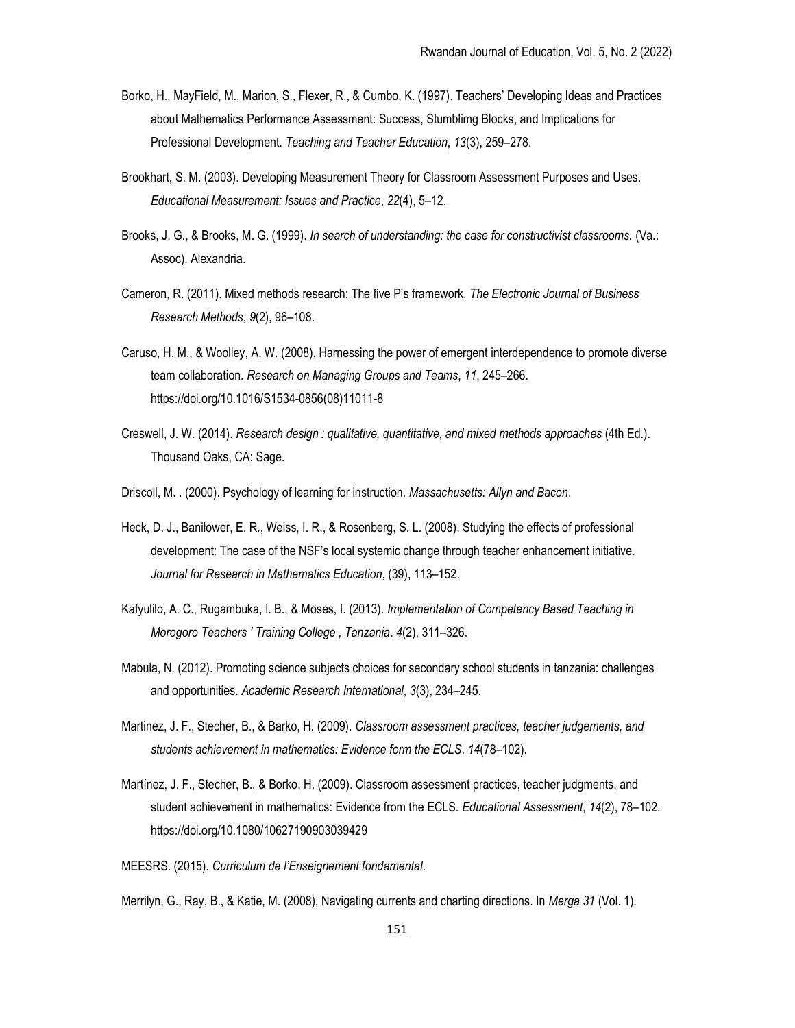Borko, H., MayField, M., Marion, S., Flexer, R., & Cumbo, K. (1997). Teachers' Developing Ideas and Practices about Mathematics Performance Assessment: Success, Stumblimg Blocks, and Implications for Professional Development. *Teaching and Teacher Education*, *13*(3), 259–278.

Brookhart, S. M. (2003). Developing Measurement Theory for Classroom Assessment Purposes and Uses. *Educational Measurement: Issues and Practice*, *22*(4), 5–12.

Brooks, J. G., & Brooks, M. G. (1999). *In search of understanding: the case for constructivist classrooms.* (Va.: Assoc). Alexandria.

Cameron, R. (2011). Mixed methods research: The five P's framework. *The Electronic Journal of Business Research Methods*, *9*(2), 96–108.

Caruso, H. M., & Woolley, A. W. (2008). Harnessing the power of emergent interdependence to promote diverse team collaboration. *Research on Managing Groups and Teams*, *11*, 245–266. https://doi.org/10.1016/S1534-0856(08)11011-8

Creswell, J. W. (2014). *Research design : qualitative, quantitative, and mixed methods approaches* (4th Ed.). Thousand Oaks, CA: Sage.

Driscoll, M. . (2000). Psychology of learning for instruction. *Massachusetts: Allyn and Bacon*.

Heck, D. J., Banilower, E. R., Weiss, I. R., & Rosenberg, S. L. (2008). Studying the effects of professional development: The case of the NSF's local systemic change through teacher enhancement initiative. *Journal for Research in Mathematics Education*, (39), 113–152.

Kafyulilo, A. C., Rugambuka, I. B., & Moses, I. (2013). *Implementation of Competency Based Teaching in Morogoro Teachers ' Training College , Tanzania*. *4*(2), 311–326.

Mabula, N. (2012). Promoting science subjects choices for secondary school students in tanzania: challenges and opportunities. *Academic Research International*, *3*(3), 234–245.

Martinez, J. F., Stecher, B., & Barko, H. (2009). *Classroom assessment practices, teacher judgements, and students achievement in mathematics: Evidence form the ECLS*. *14*(78–102).

Martínez, J. F., Stecher, B., & Borko, H. (2009). Classroom assessment practices, teacher judgments, and student achievement in mathematics: Evidence from the ECLS. *Educational Assessment*, *14*(2), 78–102. https://doi.org/10.1080/10627190903039429

MEESRS. (2015). *Curriculum de l'Enseignement fondamental*.

Merrilyn, G., Ray, B., & Katie, M. (2008). Navigating currents and charting directions. In *Merga 31* (Vol. 1).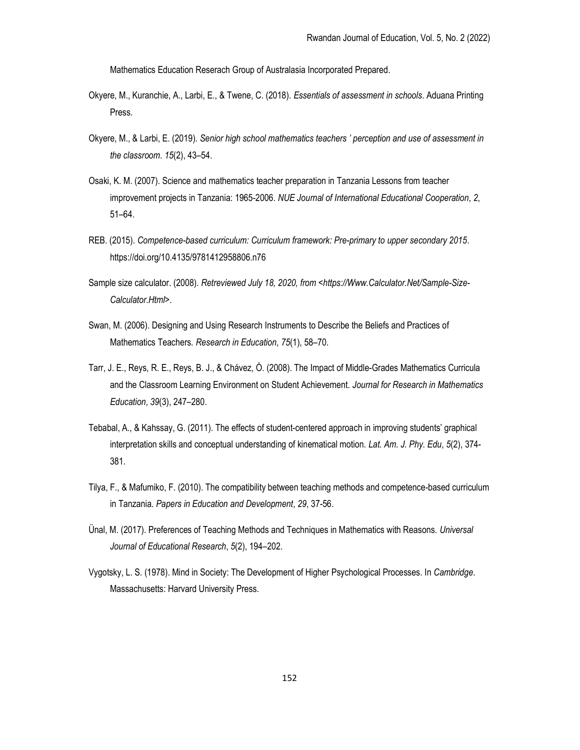Mathematics Education Reserach Group of Australasia Incorporated Prepared.

Okyere, M., Kuranchie, A., Larbi, E., & Twene, C. (2018). *Essentials of assessment in schools*. Aduana Printing Press.

Okyere, M., & Larbi, E. (2019). *Senior high school mathematics teachers ' perception and use of assessment in the classroom*. *15*(2), 43–54.

Osaki, K. M. (2007). Science and mathematics teacher preparation in Tanzania Lessons from teacher improvement projects in Tanzania: 1965-2006. *NUE Journal of International Educational Cooperation*, *2*, 51–64.

REB. (2015). *Competence-based curriculum: Curriculum framework: Pre-primary to upper secondary 2015*. https://doi.org/10.4135/9781412958806.n76

Sample size calculator. (2008). *Retreviewed July 18, 2020, from <https://Www.Calculator.Net/Sample-Size-Calculator.Html>*.

Swan, M. (2006). Designing and Using Research Instruments to Describe the Beliefs and Practices of Mathematics Teachers. *Research in Education*, *75*(1), 58–70.

Tarr, J. E., Reys, R. E., Reys, B. J., & Chávez, Ó. (2008). The Impact of Middle-Grades Mathematics Curricula and the Classroom Learning Environment on Student Achievement. *Journal for Research in Mathematics Education*, *39*(3), 247–280.

Tebabal, A., & Kahssay, G. (2011). The effects of student-centered approach in improving students' graphical interpretation skills and conceptual understanding of kinematical motion. *Lat. Am. J. Phy. Edu*, *5*(2), 374-381.

Tilya, F., & Mafumiko, F. (2010). The compatibility between teaching methods and competence-based curriculum in Tanzania. *Papers in Education and Development*, *29*, 37-56.

Ünal, M. (2017). Preferences of Teaching Methods and Techniques in Mathematics with Reasons. *Universal Journal of Educational Research*, *5*(2), 194–202.

Vygotsky, L. S. (1978). Mind in Society: The Development of Higher Psychological Processes. In *Cambridge*. Massachusetts: Harvard University Press.